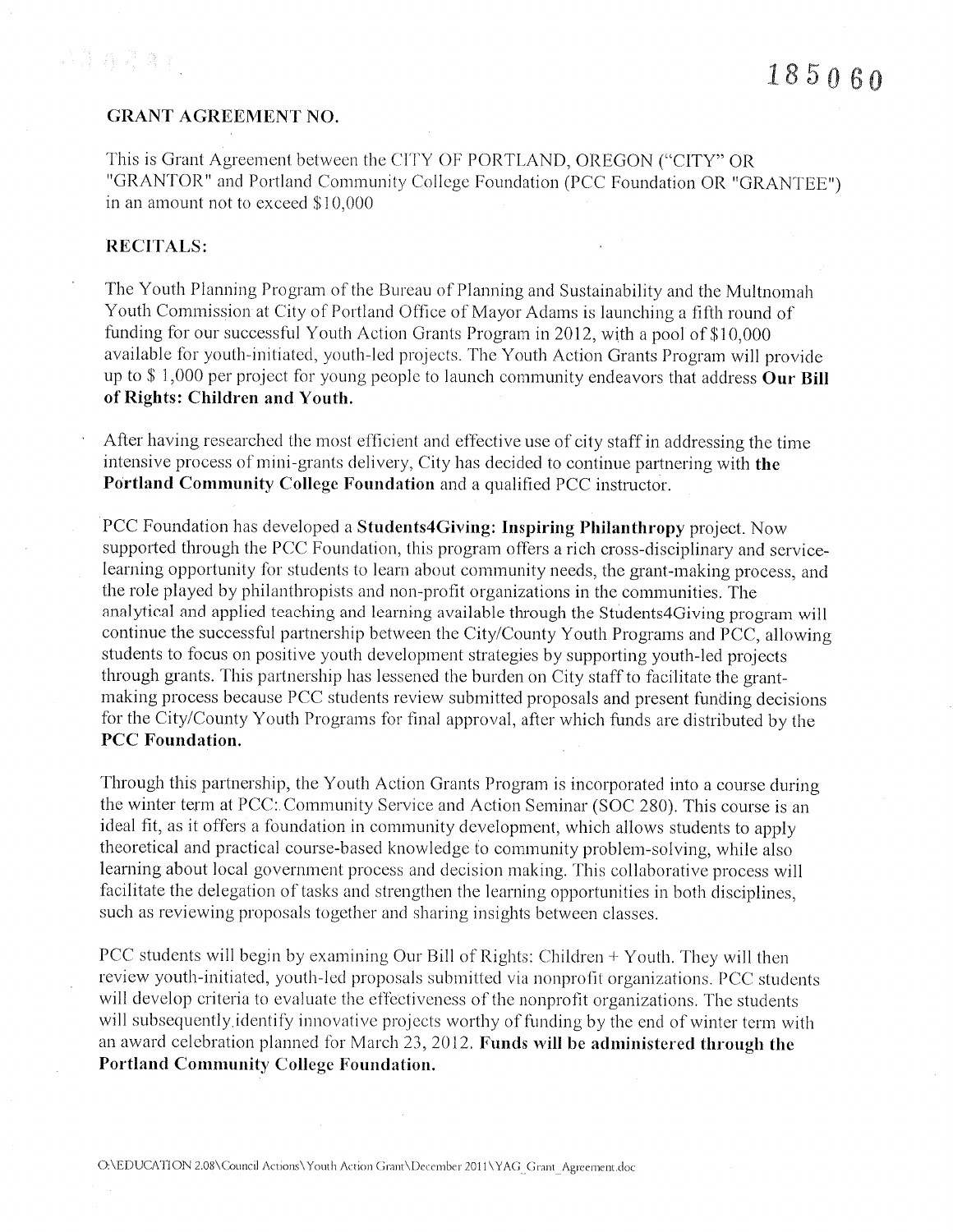185060

## GRANT AGREEMENT NO.

This is Grant Agreement between the CITY OF PORTLAND, OREGON ("CITY" OR "GRANTOR" and Portland Community College Foundation (PCC Foundation OR "GRANTEE") in an amount not to exceed $10,000

## RECITALS:

The Youth Planning Program of the Bureau of Planning and Sustainability and the Multnomah Youth Commission at City of Portland Office of Mayor Adams is launching a fifth round of funding for our successful Youth Action Grants Program in 2012, with a pool of $10,000 available for youth-initiated, youth-led projects. The Youth Action Grants Program will provide up to $ 1,000 per project for young people to launch community endeavors that address **Our Bill of Rights: Children and Youth.**

After having researched the most efficient and effective use of city staff in addressing the time intensive process of mini-grants delivery, City has decided to continue partnering with **the Portland Community College Foundation** and a qualified PCC instructor.

PCC Foundation has developed a **Students4Giving: Inspiring Philanthropy** project. Now supported through the PCC Foundation, this program offers a rich cross-disciplinary and service-learning opportunity for students to learn about community needs, the grant-making process, and the role played by philanthropists and non-profit organizations in the communities. The analytical and applied teaching and learning available through the Students4Giving program will continue the successful partnership between the City/County Youth Programs and PCC, allowing students to focus on positive youth development strategies by supporting youth-led projects through grants. This partnership has lessened the burden on City staff to facilitate the grant-making process because PCC students review submitted proposals and present funding decisions for the City/County Youth Programs for final approval, after which funds are distributed by the **PCC Foundation.**

Through this partnership, the Youth Action Grants Program is incorporated into a course during the winter term at PCC: Community Service and Action Seminar (SOC 280). This course is an ideal fit, as it offers a foundation in community development, which allows students to apply theoretical and practical course-based knowledge to community problem-solving, while also learning about local government process and decision making. This collaborative process will facilitate the delegation of tasks and strengthen the learning opportunities in both disciplines, such as reviewing proposals together and sharing insights between classes.

PCC students will begin by examining Our Bill of Rights: Children + Youth. They will then review youth-initiated, youth-led proposals submitted via nonprofit organizations. PCC students will develop criteria to evaluate the effectiveness of the nonprofit organizations. The students will subsequently identify innovative projects worthy of funding by the end of winter term with an award celebration planned for March 23, 2012. **Funds will be administered through the Portland Community College Foundation.**

O:\EDUCATION 2.08\Council Actions\Youth Action Grant\December 2011\YAG_Grant_Agreement.doc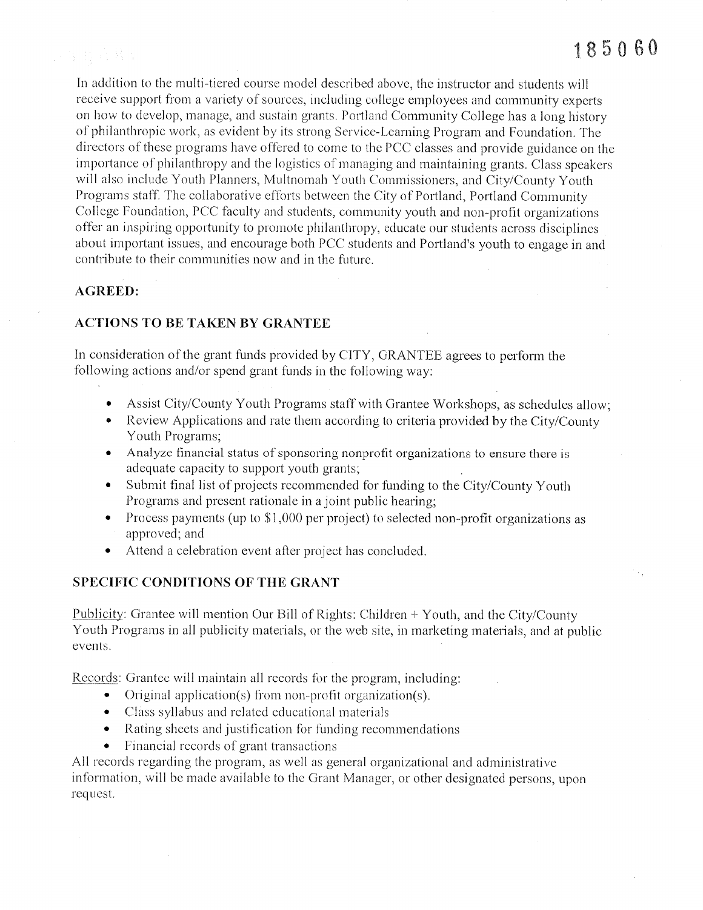In addition to the multi-tiered course model described above, the instructor and students will receive support from a variety of sources, including college employees and community experts on how to develop, manage, and sustain grants. Portland Community College has a long history of philanthropic work, as evident by its strong Service-Learning Program and Foundation. The directors of these programs have offered to come to the PCC classes and provide guidance on the importance of philanthropy and the logistics of managing and maintaining grants. Class speakers will also include Youth Planners, Multnomah Youth Commissioners, and City/County Youth Programs staff. The collaborative efforts between the City of Portland, Portland Community College Foundation, PCC faculty and students, community youth and non-profit organizations offer an inspiring opportunity to promote philanthropy, educate our students across disciplines about important issues, and encourage both PCC students and Portland's youth to engage in and contribute to their communities now and in the future.

**AGREED:**

**ACTIONS TO BE TAKEN BY GRANTEE**

In consideration of the grant funds provided by CITY, GRANTEE agrees to perform the following actions and/or spend grant funds in the following way:

- Assist City/County Youth Programs staff with Grantee Workshops, as schedules allow;
- Review Applications and rate them according to criteria provided by the City/County Youth Programs;
- Analyze financial status of sponsoring nonprofit organizations to ensure there is adequate capacity to support youth grants;
- Submit final list of projects recommended for funding to the City/County Youth Programs and present rationale in a joint public hearing;
- Process payments (up to $1,000 per project) to selected non-profit organizations as approved; and
- Attend a celebration event after project has concluded.

**SPECIFIC CONDITIONS OF THE GRANT**

Publicity: Grantee will mention Our Bill of Rights: Children + Youth, and the City/County Youth Programs in all publicity materials, or the web site, in marketing materials, and at public events.

Records: Grantee will maintain all records for the program, including:

- Original application(s) from non-profit organization(s).
- Class syllabus and related educational materials
- Rating sheets and justification for funding recommendations
- Financial records of grant transactions

All records regarding the program, as well as general organizational and administrative information, will be made available to the Grant Manager, or other designated persons, upon request.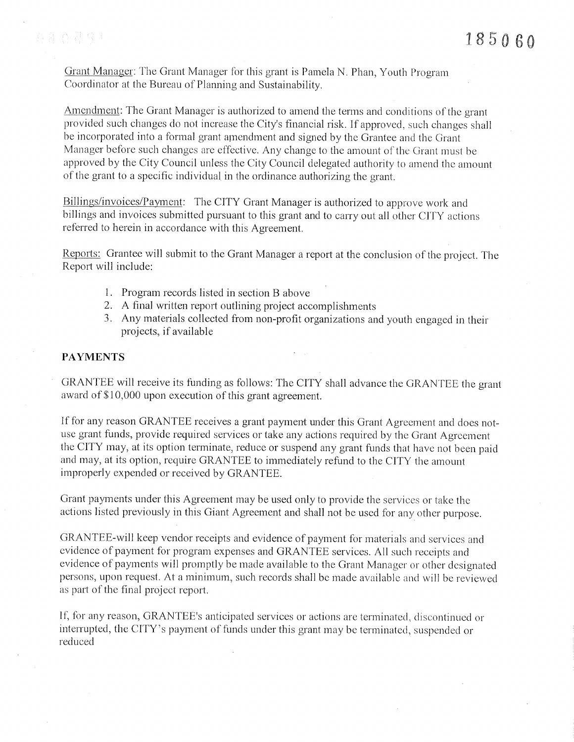Grant Manager: The Grant Manager for this grant is Pamela N. Phan, Youth Program Coordinator at the Bureau of Planning and Sustainability.

Amendment: The Grant Manager is authorized to amend the terms and conditions of the grant provided such changes do not increase the City's financial risk. If approved, such changes shall be incorporated into a formal grant amendment and signed by the Grantee and the Grant Manager before such changes are effective. Any change to the amount of the Grant must be approved by the City Council unless the City Council delegated authority to amend the amount of the grant to a specific individual in the ordinance authorizing the grant.

Billings/invoices/Payment: The CITY Grant Manager is authorized to approve work and billings and invoices submitted pursuant to this grant and to carry out all other CITY actions referred to herein in accordance with this Agreement.

Reports: Grantee will submit to the Grant Manager a report at the conclusion of the project. The Report will include:

1. Program records listed in section B above
2. A final written report outlining project accomplishments
3. Any materials collected from non-profit organizations and youth engaged in their projects, if available

**PAYMENTS**

GRANTEE will receive its funding as follows: The CITY shall advance the GRANTEE the grant award of $10,000 upon execution of this grant agreement.

If for any reason GRANTEE receives a grant payment under this Grant Agreement and does not-use grant funds, provide required services or take any actions required by the Grant Agreement the CITY may, at its option terminate, reduce or suspend any grant funds that have not been paid and may, at its option, require GRANTEE to immediately refund to the CITY the amount improperly expended or received by GRANTEE.

Grant payments under this Agreement may be used only to provide the services or take the actions listed previously in this Giant Agreement and shall not be used for any other purpose.

GRANTEE-will keep vendor receipts and evidence of payment for materials and services and evidence of payment for program expenses and GRANTEE services. All such receipts and evidence of payments will promptly be made available to the Grant Manager or other designated persons, upon request. At a minimum, such records shall be made available and will be reviewed as part of the final project report.

If, for any reason, GRANTEE's anticipated services or actions are terminated, discontinued or interrupted, the CITY's payment of funds under this grant may be terminated, suspended or reduced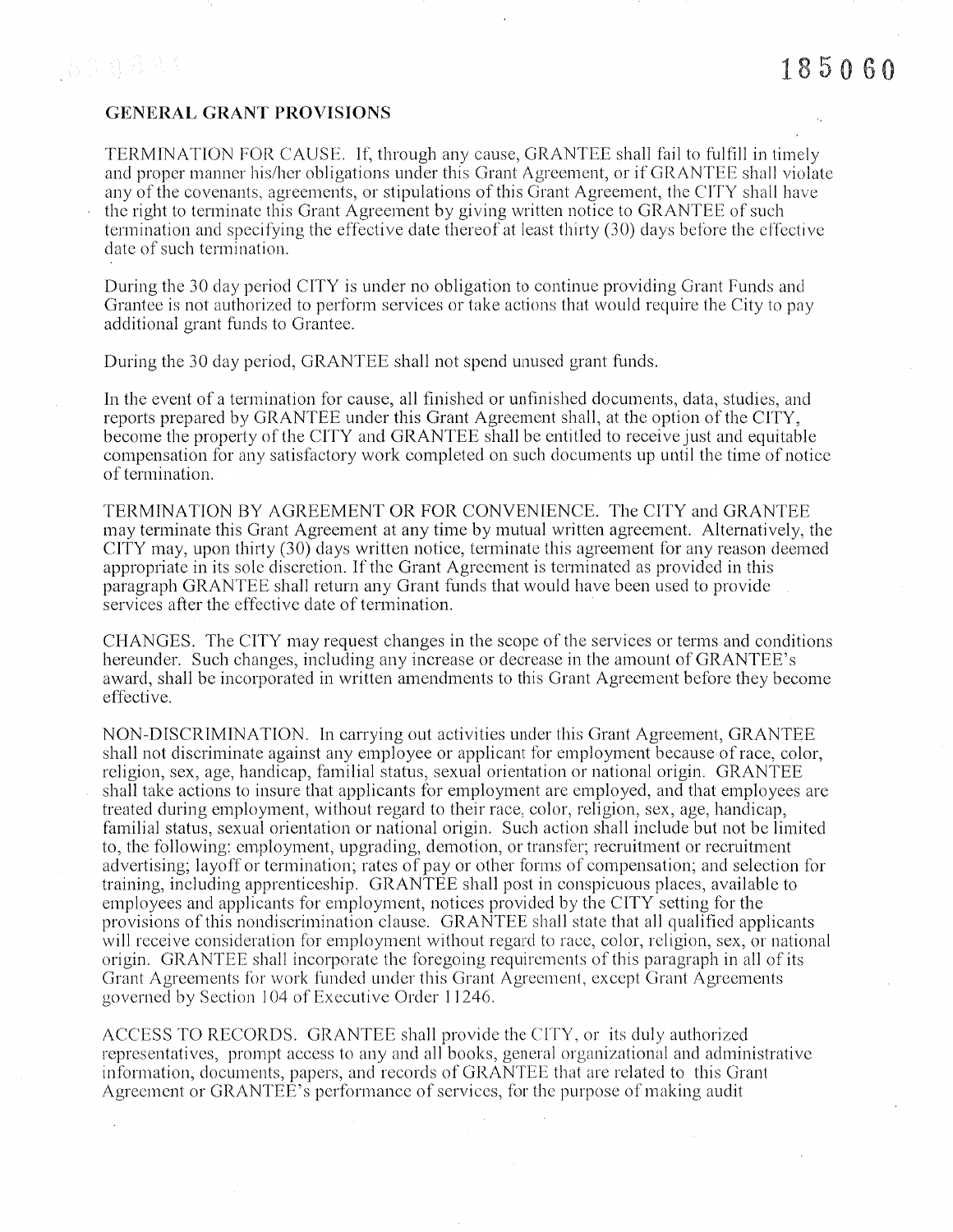## GENERAL GRANT PROVISIONS

TERMINATION FOR CAUSE. If, through any cause, GRANTEE shall fail to fulfill in timely and proper manner his/her obligations under this Grant Agreement, or if GRANTEE shall violate any of the covenants, agreements, or stipulations of this Grant Agreement, the CITY shall have the right to terminate this Grant Agreement by giving written notice to GRANTEE of such termination and specifying the effective date thereof at least thirty (30) days before the effective date of such termination.

During the 30 day period CITY is under no obligation to continue providing Grant Funds and Grantee is not authorized to perform services or take actions that would require the City to pay additional grant funds to Grantee.

During the 30 day period, GRANTEE shall not spend unused grant funds.

In the event of a termination for cause, all finished or unfinished documents, data, studies, and reports prepared by GRANTEE under this Grant Agreement shall, at the option of the CITY, become the property of the CITY and GRANTEE shall be entitled to receive just and equitable compensation for any satisfactory work completed on such documents up until the time of notice of termination.

TERMINATION BY AGREEMENT OR FOR CONVENIENCE. The CITY and GRANTEE may terminate this Grant Agreement at any time by mutual written agreement. Alternatively, the CITY may, upon thirty (30) days written notice, terminate this agreement for any reason deemed appropriate in its sole discretion. If the Grant Agreement is terminated as provided in this paragraph GRANTEE shall return any Grant funds that would have been used to provide services after the effective date of termination.

CHANGES. The CITY may request changes in the scope of the services or terms and conditions hereunder. Such changes, including any increase or decrease in the amount of GRANTEE's award, shall be incorporated in written amendments to this Grant Agreement before they become effective.

NON-DISCRIMINATION. In carrying out activities under this Grant Agreement, GRANTEE shall not discriminate against any employee or applicant for employment because of race, color, religion, sex, age, handicap, familial status, sexual orientation or national origin. GRANTEE shall take actions to insure that applicants for employment are employed, and that employees are treated during employment, without regard to their race, color, religion, sex, age, handicap, familial status, sexual orientation or national origin. Such action shall include but not be limited to, the following: employment, upgrading, demotion, or transfer; recruitment or recruitment advertising; layoff or termination; rates of pay or other forms of compensation; and selection for training, including apprenticeship. GRANTEE shall post in conspicuous places, available to employees and applicants for employment, notices provided by the CITY setting for the provisions of this nondiscrimination clause. GRANTEE shall state that all qualified applicants will receive consideration for employment without regard to race, color, religion, sex, or national origin. GRANTEE shall incorporate the foregoing requirements of this paragraph in all of its Grant Agreements for work funded under this Grant Agreement, except Grant Agreements governed by Section 104 of Executive Order 11246.

ACCESS TO RECORDS. GRANTEE shall provide the CITY, or its duly authorized representatives, prompt access to any and all books, general organizational and administrative information, documents, papers, and records of GRANTEE that are related to this Grant Agreement or GRANTEE's performance of services, for the purpose of making audit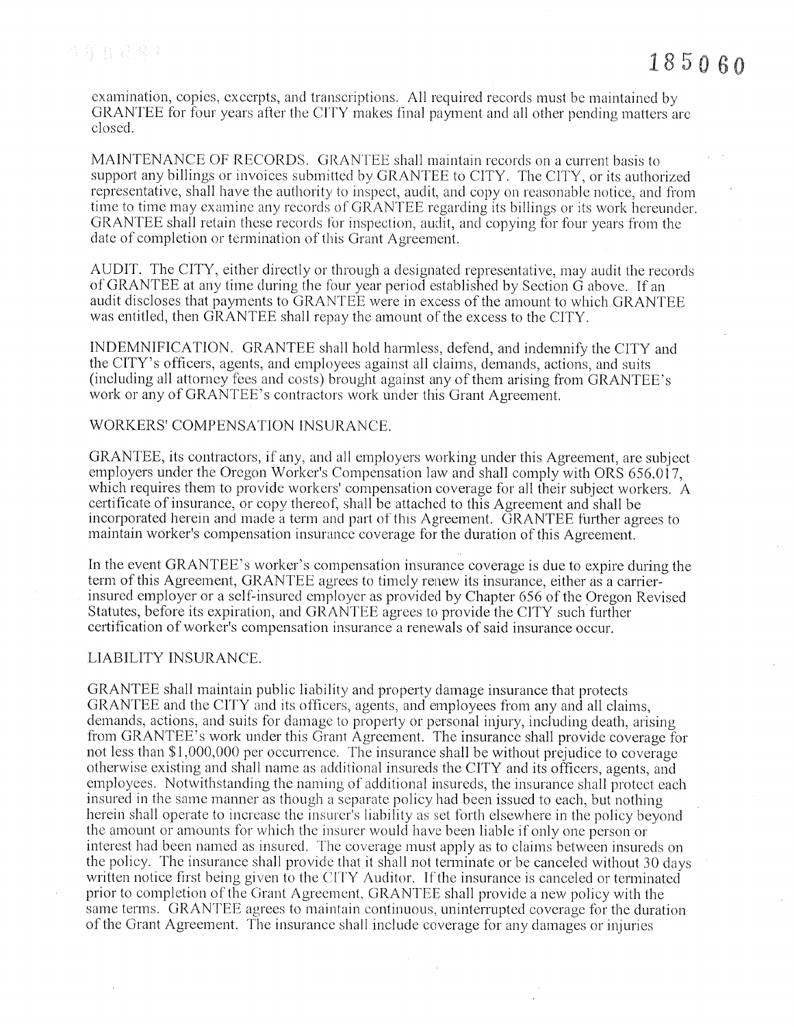examination, copies, excerpts, and transcriptions. All required records must be maintained by GRANTEE for four years after the CITY makes final payment and all other pending matters are closed.

MAINTENANCE OF RECORDS. GRANTEE shall maintain records on a current basis to support any billings or invoices submitted by GRANTEE to CITY. The CITY, or its authorized representative, shall have the authority to inspect, audit, and copy on reasonable notice, and from time to time may examine any records of GRANTEE regarding its billings or its work hereunder. GRANTEE shall retain these records for inspection, audit, and copying for four years from the date of completion or termination of this Grant Agreement.

AUDIT. The CITY, either directly or through a designated representative, may audit the records of GRANTEE at any time during the four year period established by Section G above. If an audit discloses that payments to GRANTEE were in excess of the amount to which GRANTEE was entitled, then GRANTEE shall repay the amount of the excess to the CITY.

INDEMNIFICATION. GRANTEE shall hold harmless, defend, and indemnify the CITY and the CITY's officers, agents, and employees against all claims, demands, actions, and suits (including all attorney fees and costs) brought against any of them arising from GRANTEE's work or any of GRANTEE's contractors work under this Grant Agreement.

WORKERS' COMPENSATION INSURANCE.

GRANTEE, its contractors, if any, and all employers working under this Agreement, are subject employers under the Oregon Worker's Compensation law and shall comply with ORS 656.017, which requires them to provide workers' compensation coverage for all their subject workers. A certificate of insurance, or copy thereof, shall be attached to this Agreement and shall be incorporated herein and made a term and part of this Agreement. GRANTEE further agrees to maintain worker's compensation insurance coverage for the duration of this Agreement.

In the event GRANTEE's worker's compensation insurance coverage is due to expire during the term of this Agreement, GRANTEE agrees to timely renew its insurance, either as a carrier-insured employer or a self-insured employer as provided by Chapter 656 of the Oregon Revised Statutes, before its expiration, and GRANTEE agrees to provide the CITY such further certification of worker's compensation insurance a renewals of said insurance occur.

LIABILITY INSURANCE.

GRANTEE shall maintain public liability and property damage insurance that protects GRANTEE and the CITY and its officers, agents, and employees from any and all claims, demands, actions, and suits for damage to property or personal injury, including death, arising from GRANTEE's work under this Grant Agreement. The insurance shall provide coverage for not less than $1,000,000 per occurrence. The insurance shall be without prejudice to coverage otherwise existing and shall name as additional insureds the CITY and its officers, agents, and employees. Notwithstanding the naming of additional insureds, the insurance shall protect each insured in the same manner as though a separate policy had been issued to each, but nothing herein shall operate to increase the insurer's liability as set forth elsewhere in the policy beyond the amount or amounts for which the insurer would have been liable if only one person or interest had been named as insured. The coverage must apply as to claims between insureds on the policy. The insurance shall provide that it shall not terminate or be canceled without 30 days written notice first being given to the CITY Auditor. If the insurance is canceled or terminated prior to completion of the Grant Agreement, GRANTEE shall provide a new policy with the same terms. GRANTEE agrees to maintain continuous, uninterrupted coverage for the duration of the Grant Agreement. The insurance shall include coverage for any damages or injuries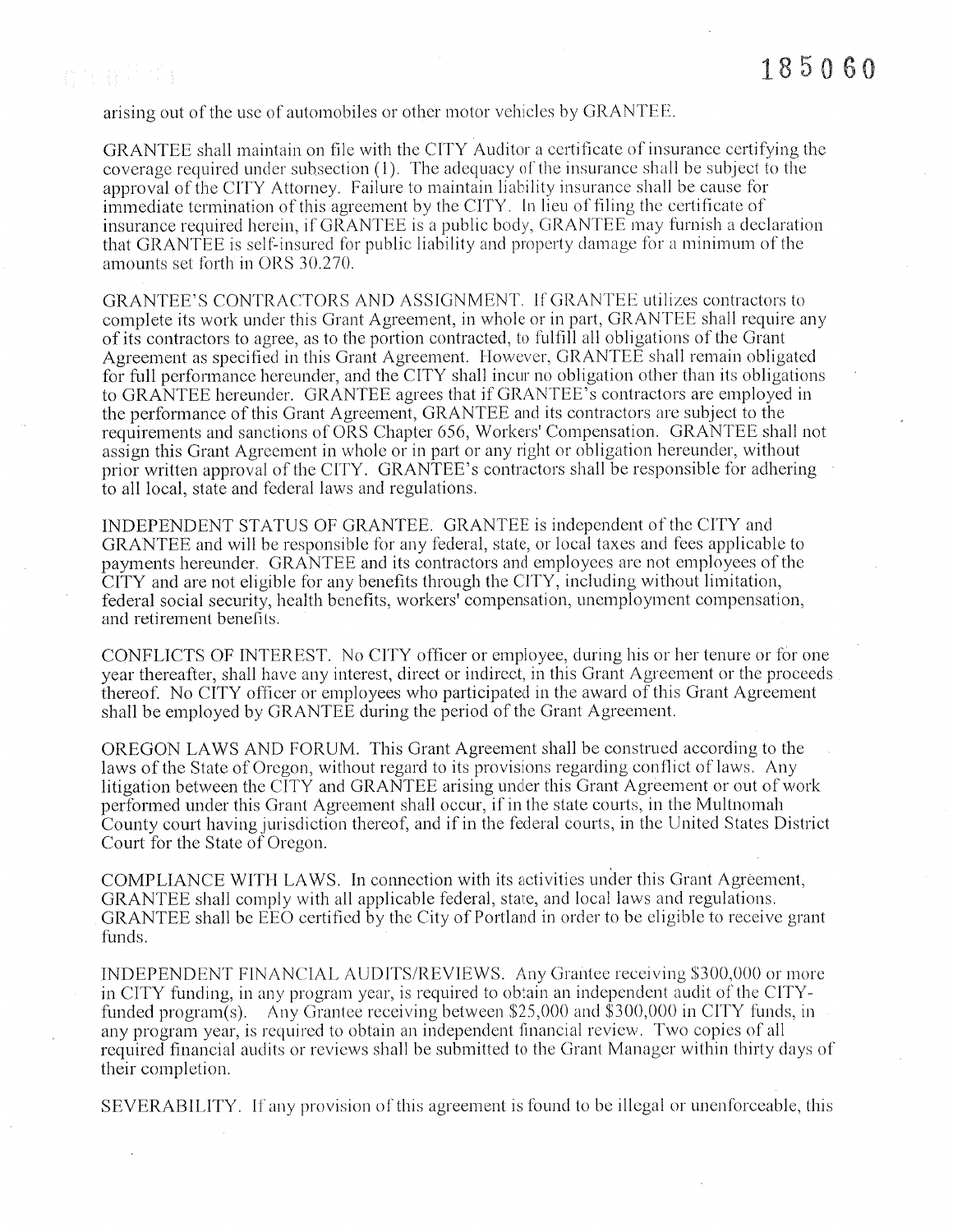arising out of the use of automobiles or other motor vehicles by GRANTEE.

GRANTEE shall maintain on file with the CITY Auditor a certificate of insurance certifying the coverage required under subsection (1). The adequacy of the insurance shall be subject to the approval of the CITY Attorney. Failure to maintain liability insurance shall be cause for immediate termination of this agreement by the CITY. In lieu of filing the certificate of insurance required herein, if GRANTEE is a public body, GRANTEE may furnish a declaration that GRANTEE is self-insured for public liability and property damage for a minimum of the amounts set forth in ORS 30.270.

GRANTEE'S CONTRACTORS AND ASSIGNMENT. If GRANTEE utilizes contractors to complete its work under this Grant Agreement, in whole or in part, GRANTEE shall require any of its contractors to agree, as to the portion contracted, to fulfill all obligations of the Grant Agreement as specified in this Grant Agreement. However, GRANTEE shall remain obligated for full performance hereunder, and the CITY shall incur no obligation other than its obligations to GRANTEE hereunder. GRANTEE agrees that if GRANTEE's contractors are employed in the performance of this Grant Agreement, GRANTEE and its contractors are subject to the requirements and sanctions of ORS Chapter 656, Workers' Compensation. GRANTEE shall not assign this Grant Agreement in whole or in part or any right or obligation hereunder, without prior written approval of the CITY. GRANTEE's contractors shall be responsible for adhering to all local, state and federal laws and regulations.

INDEPENDENT STATUS OF GRANTEE. GRANTEE is independent of the CITY and GRANTEE and will be responsible for any federal, state, or local taxes and fees applicable to payments hereunder. GRANTEE and its contractors and employees are not employees of the CITY and are not eligible for any benefits through the CITY, including without limitation, federal social security, health benefits, workers' compensation, unemployment compensation, and retirement benefits.

CONFLICTS OF INTEREST. No CITY officer or employee, during his or her tenure or for one year thereafter, shall have any interest, direct or indirect, in this Grant Agreement or the proceeds thereof. No CITY officer or employees who participated in the award of this Grant Agreement shall be employed by GRANTEE during the period of the Grant Agreement.

OREGON LAWS AND FORUM. This Grant Agreement shall be construed according to the laws of the State of Oregon, without regard to its provisions regarding conflict of laws. Any litigation between the CITY and GRANTEE arising under this Grant Agreement or out of work performed under this Grant Agreement shall occur, if in the state courts, in the Multnomah County court having jurisdiction thereof, and if in the federal courts, in the United States District Court for the State of Oregon.

COMPLIANCE WITH LAWS. In connection with its activities under this Grant Agreement, GRANTEE shall comply with all applicable federal, state, and local laws and regulations. GRANTEE shall be EEO certified by the City of Portland in order to be eligible to receive grant funds.

INDEPENDENT FINANCIAL AUDITS/REVIEWS. Any Grantee receiving $300,000 or more in CITY funding, in any program year, is required to obtain an independent audit of the CITY-funded program(s). Any Grantee receiving between $25,000 and $300,000 in CITY funds, in any program year, is required to obtain an independent financial review. Two copies of all required financial audits or reviews shall be submitted to the Grant Manager within thirty days of their completion.

SEVERABILITY. If any provision of this agreement is found to be illegal or unenforceable, this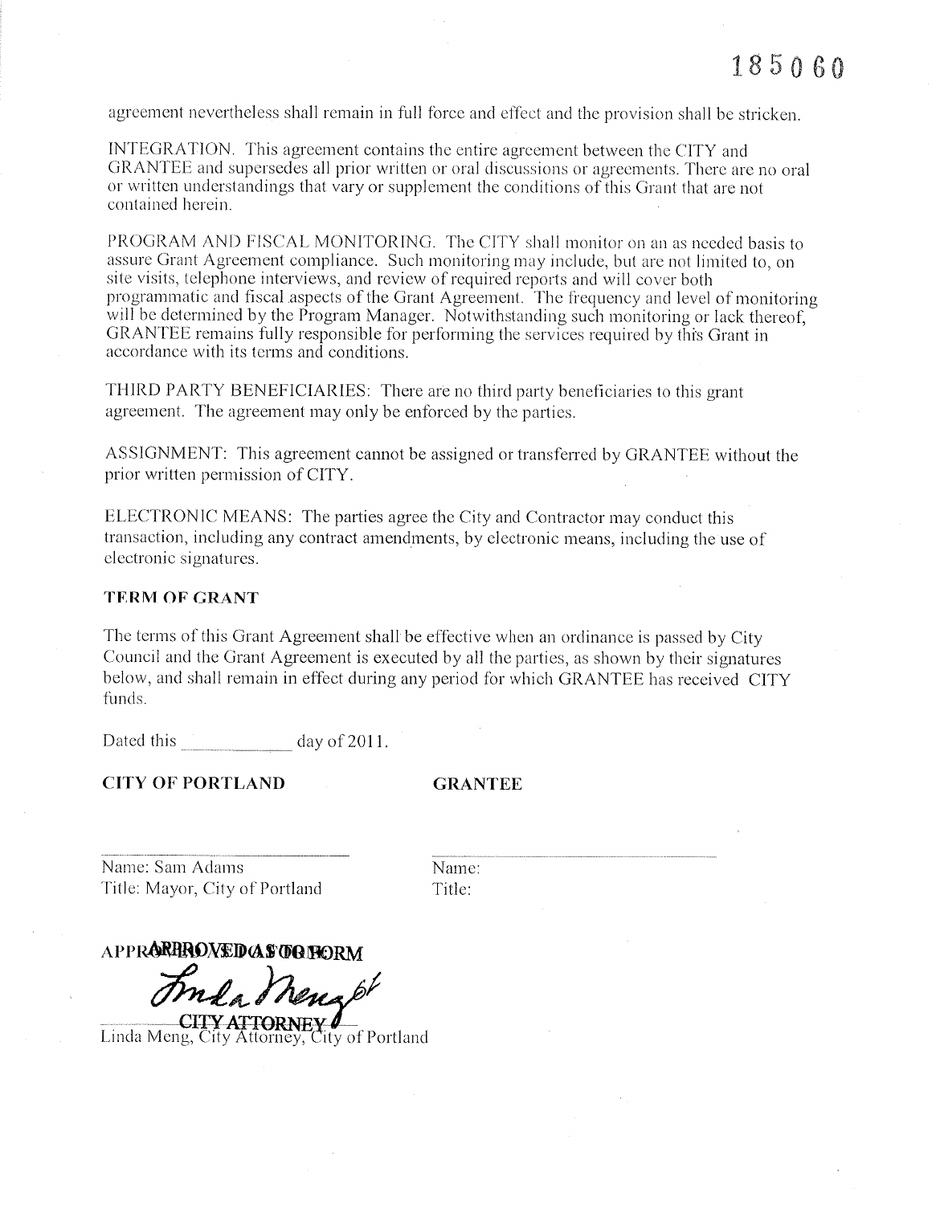agreement nevertheless shall remain in full force and effect and the provision shall be stricken.

INTEGRATION. This agreement contains the entire agreement between the CITY and GRANTEE and supersedes all prior written or oral discussions or agreements. There are no oral or written understandings that vary or supplement the conditions of this Grant that are not contained herein.

PROGRAM AND FISCAL MONITORING. The CITY shall monitor on an as needed basis to assure Grant Agreement compliance. Such monitoring may include, but are not limited to, on site visits, telephone interviews, and review of required reports and will cover both programmatic and fiscal aspects of the Grant Agreement. The frequency and level of monitoring will be determined by the Program Manager. Notwithstanding such monitoring or lack thereof, GRANTEE remains fully responsible for performing the services required by this Grant in accordance with its terms and conditions.

THIRD PARTY BENEFICIARIES: There are no third party beneficiaries to this grant agreement. The agreement may only be enforced by the parties.

ASSIGNMENT: This agreement cannot be assigned or transferred by GRANTEE without the prior written permission of CITY.

ELECTRONIC MEANS: The parties agree the City and Contractor may conduct this transaction, including any contract amendments, by electronic means, including the use of electronic signatures.

**TERM OF GRANT**

The terms of this Grant Agreement shall be effective when an ordinance is passed by City Council and the Grant Agreement is executed by all the parties, as shown by their signatures below, and shall remain in effect during any period for which GRANTEE has received CITY funds.

Dated this ____________ day of 2011.

**CITY OF PORTLAND**

______________________________
Name: Sam Adams
Title: Mayor, City of Portland

**GRANTEE**

______________________________
Name:
Title:

APPROVED AS TO FORM

CITY ATTORNEY

Linda Meng, City Attorney, City of Portland